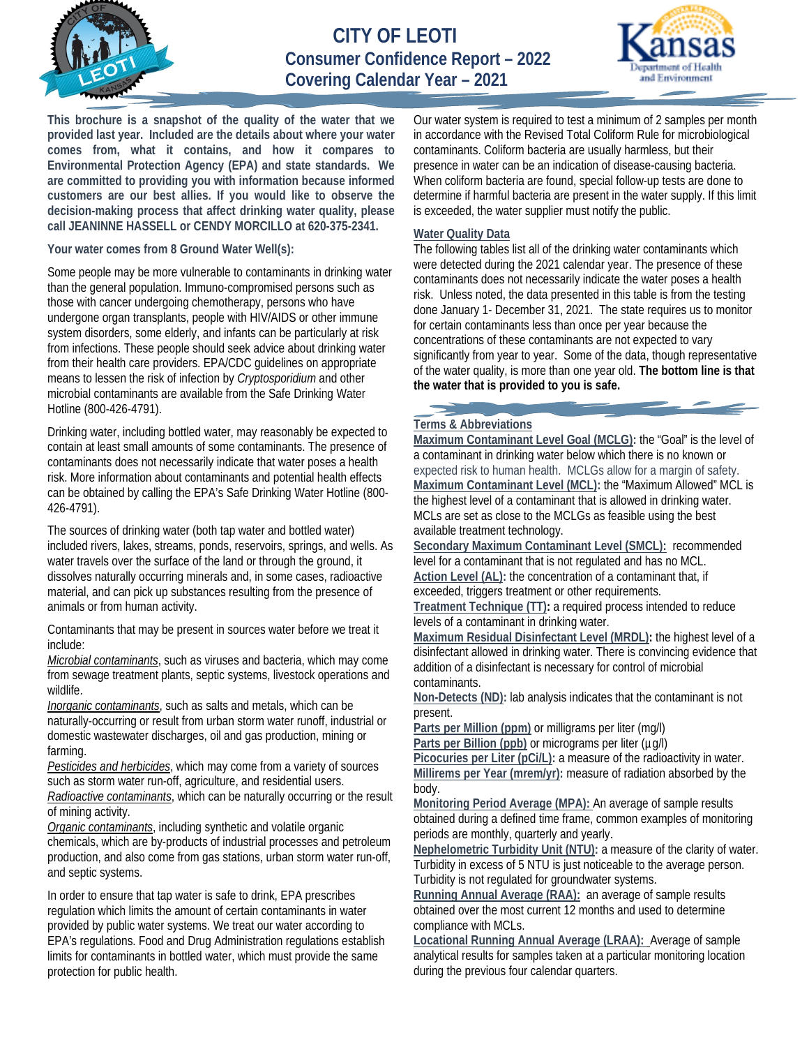# CITY OF LEOTI
## Consumer Confidence Report – 2022
## Covering Calendar Year – 2021

**This brochure is a snapshot of the quality of the water that we provided last year. Included are the details about where your water comes from, what it contains, and how it compares to Environmental Protection Agency (EPA) and state standards. We are committed to providing you with information because informed customers are our best allies. If you would like to observe the decision-making process that affect drinking water quality, please call JEANINNE HASSELL or CENDY MORCILLO at 620-375-2341.**

**Your water comes from 8 Ground Water Well(s):**

Some people may be more vulnerable to contaminants in drinking water than the general population. Immuno-compromised persons such as those with cancer undergoing chemotherapy, persons who have undergone organ transplants, people with HIV/AIDS or other immune system disorders, some elderly, and infants can be particularly at risk from infections. These people should seek advice about drinking water from their health care providers. EPA/CDC guidelines on appropriate means to lessen the risk of infection by *Cryptosporidium* and other microbial contaminants are available from the Safe Drinking Water Hotline (800-426-4791).

Drinking water, including bottled water, may reasonably be expected to contain at least small amounts of some contaminants. The presence of contaminants does not necessarily indicate that water poses a health risk. More information about contaminants and potential health effects can be obtained by calling the EPA's Safe Drinking Water Hotline (800-426-4791).

The sources of drinking water (both tap water and bottled water) included rivers, lakes, streams, ponds, reservoirs, springs, and wells. As water travels over the surface of the land or through the ground, it dissolves naturally occurring minerals and, in some cases, radioactive material, and can pick up substances resulting from the presence of animals or from human activity.

Contaminants that may be present in sources water before we treat it include:

*Microbial contaminants*, such as viruses and bacteria, which may come from sewage treatment plants, septic systems, livestock operations and wildlife.
*Inorganic contaminants*, such as salts and metals, which can be naturally-occurring or result from urban storm water runoff, industrial or domestic wastewater discharges, oil and gas production, mining or farming.
*Pesticides and herbicides*, which may come from a variety of sources such as storm water run-off, agriculture, and residential users.
*Radioactive contaminants*, which can be naturally occurring or the result of mining activity.
*Organic contaminants*, including synthetic and volatile organic chemicals, which are by-products of industrial processes and petroleum production, and also come from gas stations, urban storm water run-off, and septic systems.

In order to ensure that tap water is safe to drink, EPA prescribes regulation which limits the amount of certain contaminants in water provided by public water systems. We treat our water according to EPA's regulations. Food and Drug Administration regulations establish limits for contaminants in bottled water, which must provide the same protection for public health.

Our water system is required to test a minimum of 2 samples per month in accordance with the Revised Total Coliform Rule for microbiological contaminants. Coliform bacteria are usually harmless, but their presence in water can be an indication of disease-causing bacteria. When coliform bacteria are found, special follow-up tests are done to determine if harmful bacteria are present in the water supply. If this limit is exceeded, the water supplier must notify the public.

### Water Quality Data

The following tables list all of the drinking water contaminants which were detected during the 2021 calendar year. The presence of these contaminants does not necessarily indicate the water poses a health risk. Unless noted, the data presented in this table is from the testing done January 1- December 31, 2021. The state requires us to monitor for certain contaminants less than once per year because the concentrations of these contaminants are not expected to vary significantly from year to year. Some of the data, though representative of the water quality, is more than one year old. **The bottom line is that the water that is provided to you is safe.**

### Terms & Abbreviations

**Maximum Contaminant Level Goal (MCLG):** the "Goal" is the level of a contaminant in drinking water below which there is no known or expected risk to human health. MCLGs allow for a margin of safety.
**Maximum Contaminant Level (MCL):** the "Maximum Allowed" MCL is the highest level of a contaminant that is allowed in drinking water. MCLs are set as close to the MCLGs as feasible using the best available treatment technology.
**Secondary Maximum Contaminant Level (SMCL):** recommended level for a contaminant that is not regulated and has no MCL.
**Action Level (AL):** the concentration of a contaminant that, if exceeded, triggers treatment or other requirements.
**Treatment Technique (TT):** a required process intended to reduce levels of a contaminant in drinking water.
**Maximum Residual Disinfectant Level (MRDL):** the highest level of a disinfectant allowed in drinking water. There is convincing evidence that addition of a disinfectant is necessary for control of microbial contaminants.
**Non-Detects (ND):** lab analysis indicates that the contaminant is not present.
**Parts per Million (ppm)** or milligrams per liter (mg/l)
**Parts per Billion (ppb)** or micrograms per liter (µg/l)
**Picocuries per Liter (pCi/L):** a measure of the radioactivity in water.
**Millirems per Year (mrem/yr):** measure of radiation absorbed by the body.
**Monitoring Period Average (MPA):** An average of sample results obtained during a defined time frame, common examples of monitoring periods are monthly, quarterly and yearly.
**Nephelometric Turbidity Unit (NTU):** a measure of the clarity of water. Turbidity in excess of 5 NTU is just noticeable to the average person. Turbidity is not regulated for groundwater systems.
**Running Annual Average (RAA):** an average of sample results obtained over the most current 12 months and used to determine compliance with MCLs.
**Locational Running Annual Average (LRAA):** Average of sample analytical results for samples taken at a particular monitoring location during the previous four calendar quarters.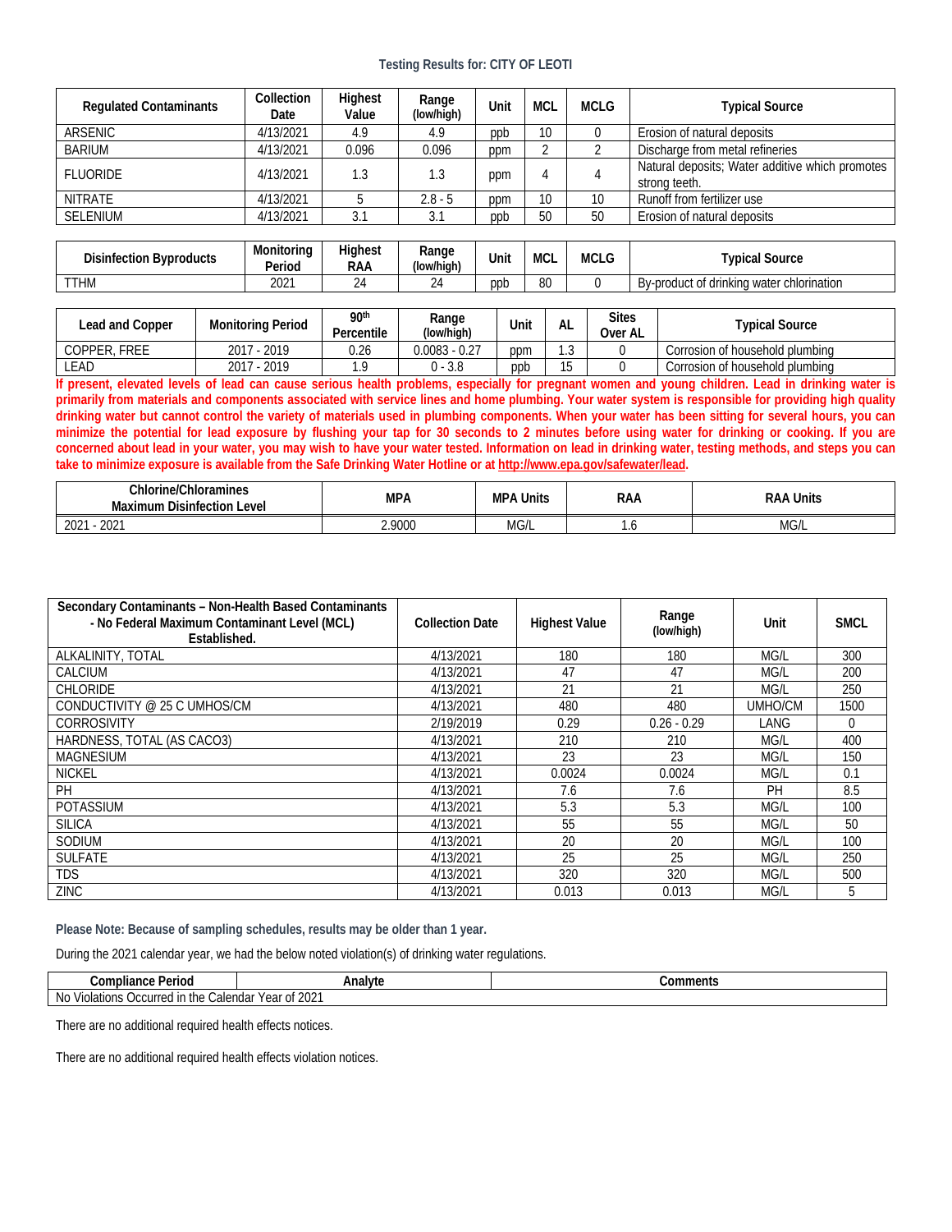### Testing Results for: CITY OF LEOTI

| Regulated Contaminants | Collection Date | Highest Value | Range (low/high) | Unit | MCL | MCLG | Typical Source |
|---|---|---|---|---|---|---|---|
| ARSENIC | 4/13/2021 | 4.9 | 4.9 | ppb | 10 | 0 | Erosion of natural deposits |
| BARIUM | 4/13/2021 | 0.096 | 0.096 | ppm | 2 | 2 | Discharge from metal refineries |
| FLUORIDE | 4/13/2021 | 1.3 | 1.3 | ppm | 4 | 4 | Natural deposits; Water additive which promotes strong teeth. |
| NITRATE | 4/13/2021 | 5 | 2.8 - 5 | ppm | 10 | 10 | Runoff from fertilizer use |
| SELENIUM | 4/13/2021 | 3.1 | 3.1 | ppb | 50 | 50 | Erosion of natural deposits |

| Disinfection Byproducts | Monitoring Period | Highest RAA | Range (low/high) | Unit | MCL | MCLG | Typical Source |
|---|---|---|---|---|---|---|---|
| TTHM | 2021 | 24 | 24 | ppb | 80 | 0 | By-product of drinking water chlorination |

| Lead and Copper | Monitoring Period | 90th Percentile | Range (low/high) | Unit | AL | Sites Over AL | Typical Source |
|---|---|---|---|---|---|---|---|
| COPPER, FREE | 2017 - 2019 | 0.26 | 0.0083 - 0.27 | ppm | 1.3 | 0 | Corrosion of household plumbing |
| LEAD | 2017 - 2019 | 1.9 | 0 - 3.8 | ppb | 15 | 0 | Corrosion of household plumbing |

**If present, elevated levels of lead can cause serious health problems, especially for pregnant women and young children. Lead in drinking water is primarily from materials and components associated with service lines and home plumbing. Your water system is responsible for providing high quality drinking water but cannot control the variety of materials used in plumbing components. When your water has been sitting for several hours, you can minimize the potential for lead exposure by flushing your tap for 30 seconds to 2 minutes before using water for drinking or cooking. If you are concerned about lead in your water, you may wish to have your water tested. Information on lead in drinking water, testing methods, and steps you can take to minimize exposure is available from the Safe Drinking Water Hotline or at http://www.epa.gov/safewater/lead.**

| Chlorine/Chloramines Maximum Disinfection Level | MPA | MPA Units | RAA | RAA Units |
|---|---|---|---|---|
| 2021 - 2021 | 2.9000 | MG/L | 1.6 | MG/L |

| Secondary Contaminants – Non-Health Based Contaminants - No Federal Maximum Contaminant Level (MCL) Established. | Collection Date | Highest Value | Range (low/high) | Unit | SMCL |
|---|---|---|---|---|---|
| ALKALINITY, TOTAL | 4/13/2021 | 180 | 180 | MG/L | 300 |
| CALCIUM | 4/13/2021 | 47 | 47 | MG/L | 200 |
| CHLORIDE | 4/13/2021 | 21 | 21 | MG/L | 250 |
| CONDUCTIVITY @ 25 C UMHOS/CM | 4/13/2021 | 480 | 480 | UMHO/CM | 1500 |
| CORROSIVITY | 2/19/2019 | 0.29 | 0.26 - 0.29 | LANG | 0 |
| HARDNESS, TOTAL (AS CACO3) | 4/13/2021 | 210 | 210 | MG/L | 400 |
| MAGNESIUM | 4/13/2021 | 23 | 23 | MG/L | 150 |
| NICKEL | 4/13/2021 | 0.0024 | 0.0024 | MG/L | 0.1 |
| PH | 4/13/2021 | 7.6 | 7.6 | PH | 8.5 |
| POTASSIUM | 4/13/2021 | 5.3 | 5.3 | MG/L | 100 |
| SILICA | 4/13/2021 | 55 | 55 | MG/L | 50 |
| SODIUM | 4/13/2021 | 20 | 20 | MG/L | 100 |
| SULFATE | 4/13/2021 | 25 | 25 | MG/L | 250 |
| TDS | 4/13/2021 | 320 | 320 | MG/L | 500 |
| ZINC | 4/13/2021 | 0.013 | 0.013 | MG/L | 5 |

**Please Note: Because of sampling schedules, results may be older than 1 year.**

During the 2021 calendar year, we had the below noted violation(s) of drinking water regulations.

| Compliance Period | Analyte | Comments |
|---|---|---|
| No Violations Occurred in the Calendar Year of 2021 | | |

There are no additional required health effects notices.

There are no additional required health effects violation notices.